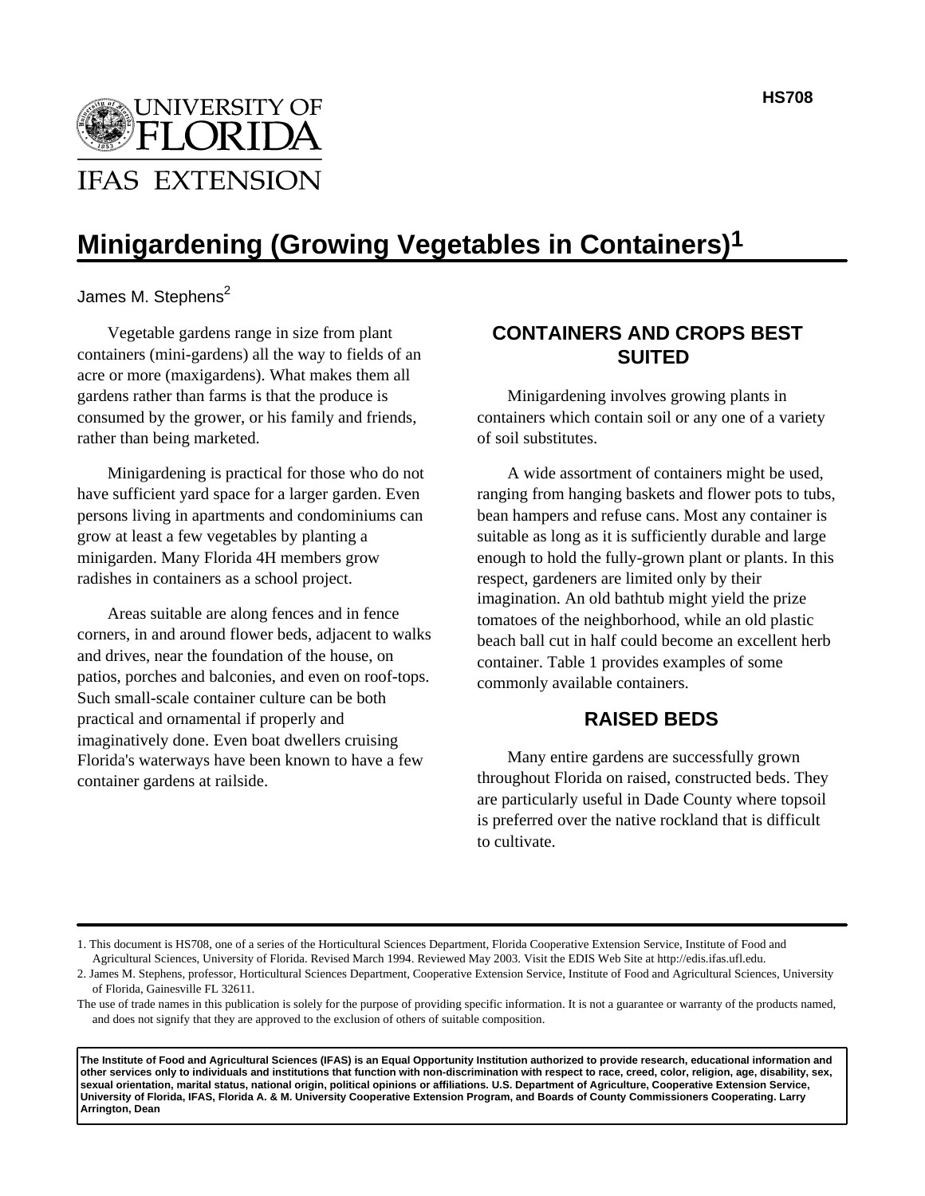# Minigardening (Growing Vegetables in Containers)[1]

James M. Stephens[2]

Vegetable gardens range in size from plant containers (mini-gardens) all the way to fields of an acre or more (maxigardens). What makes them all gardens rather than farms is that the produce is consumed by the grower, or his family and friends, rather than being marketed.

Minigardening is practical for those who do not have sufficient yard space for a larger garden. Even persons living in apartments and condominiums can grow at least a few vegetables by planting a minigarden. Many Florida 4H members grow radishes in containers as a school project.

Areas suitable are along fences and in fence corners, in and around flower beds, adjacent to walks and drives, near the foundation of the house, on patios, porches and balconies, and even on roof-tops. Such small-scale container culture can be both practical and ornamental if properly and imaginatively done. Even boat dwellers cruising Florida's waterways have been known to have a few container gardens at railside.

## CONTAINERS AND CROPS BEST SUITED

Minigardening involves growing plants in containers which contain soil or any one of a variety of soil substitutes.

A wide assortment of containers might be used, ranging from hanging baskets and flower pots to tubs, bean hampers and refuse cans. Most any container is suitable as long as it is sufficiently durable and large enough to hold the fully-grown plant or plants. In this respect, gardeners are limited only by their imagination. An old bathtub might yield the prize tomatoes of the neighborhood, while an old plastic beach ball cut in half could become an excellent herb container. Table 1 provides examples of some commonly available containers.

## RAISED BEDS

Many entire gardens are successfully grown throughout Florida on raised, constructed beds. They are particularly useful in Dade County where topsoil is preferred over the native rockland that is difficult to cultivate.

---

1. This document is HS708, one of a series of the Horticultural Sciences Department, Florida Cooperative Extension Service, Institute of Food and Agricultural Sciences, University of Florida. Revised March 1994. Reviewed May 2003. Visit the EDIS Web Site at http://edis.ifas.ufl.edu.

2. James M. Stephens, professor, Horticultural Sciences Department, Cooperative Extension Service, Institute of Food and Agricultural Sciences, University of Florida, Gainesville FL 32611.

The use of trade names in this publication is solely for the purpose of providing specific information. It is not a guarantee or warranty of the products named, and does not signify that they are approved to the exclusion of others of suitable composition.

**The Institute of Food and Agricultural Sciences (IFAS) is an Equal Opportunity Institution authorized to provide research, educational information and other services only to individuals and institutions that function with non-discrimination with respect to race, creed, color, religion, age, disability, sex, sexual orientation, marital status, national origin, political opinions or affiliations. U.S. Department of Agriculture, Cooperative Extension Service, University of Florida, IFAS, Florida A. & M. University Cooperative Extension Program, and Boards of County Commissioners Cooperating. Larry Arrington, Dean**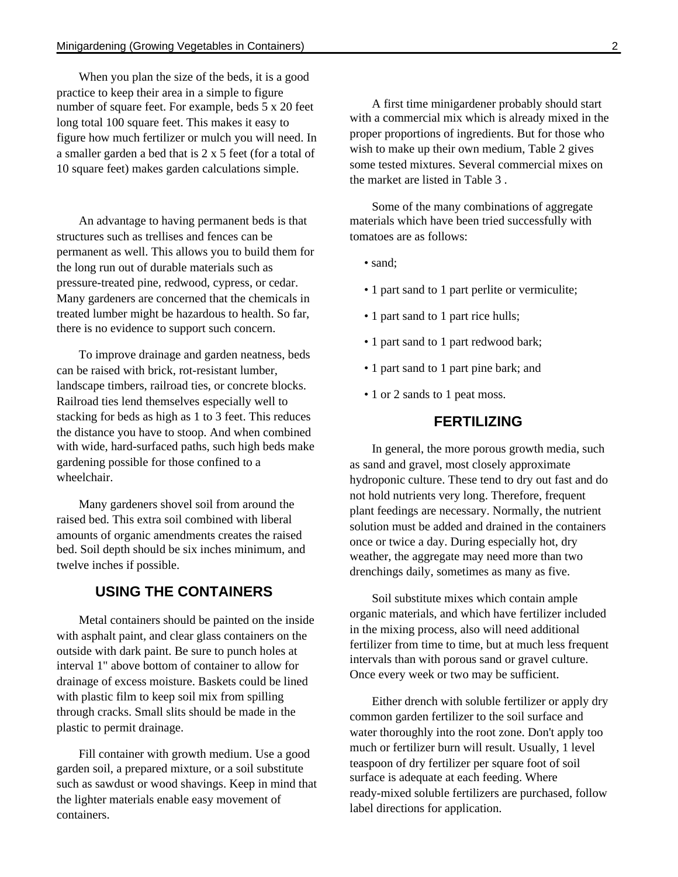When you plan the size of the beds, it is a good practice to keep their area in a simple to figure number of square feet. For example, beds 5 x 20 feet long total 100 square feet. This makes it easy to figure how much fertilizer or mulch you will need. In a smaller garden a bed that is 2 x 5 feet (for a total of 10 square feet) makes garden calculations simple.

An advantage to having permanent beds is that structures such as trellises and fences can be permanent as well. This allows you to build them for the long run out of durable materials such as pressure-treated pine, redwood, cypress, or cedar. Many gardeners are concerned that the chemicals in treated lumber might be hazardous to health. So far, there is no evidence to support such concern.

To improve drainage and garden neatness, beds can be raised with brick, rot-resistant lumber, landscape timbers, railroad ties, or concrete blocks. Railroad ties lend themselves especially well to stacking for beds as high as 1 to 3 feet. This reduces the distance you have to stoop. And when combined with wide, hard-surfaced paths, such high beds make gardening possible for those confined to a wheelchair.

Many gardeners shovel soil from around the raised bed. This extra soil combined with liberal amounts of organic amendments creates the raised bed. Soil depth should be six inches minimum, and twelve inches if possible.

## USING THE CONTAINERS

Metal containers should be painted on the inside with asphalt paint, and clear glass containers on the outside with dark paint. Be sure to punch holes at interval 1" above bottom of container to allow for drainage of excess moisture. Baskets could be lined with plastic film to keep soil mix from spilling through cracks. Small slits should be made in the plastic to permit drainage.

Fill container with growth medium. Use a good garden soil, a prepared mixture, or a soil substitute such as sawdust or wood shavings. Keep in mind that the lighter materials enable easy movement of containers.

A first time minigardener probably should start with a commercial mix which is already mixed in the proper proportions of ingredients. But for those who wish to make up their own medium, Table 2 gives some tested mixtures. Several commercial mixes on the market are listed in Table 3 .

Some of the many combinations of aggregate materials which have been tried successfully with tomatoes are as follows:

- sand;
- 1 part sand to 1 part perlite or vermiculite;
- 1 part sand to 1 part rice hulls;
- 1 part sand to 1 part redwood bark;
- 1 part sand to 1 part pine bark; and
- 1 or 2 sands to 1 peat moss.

## FERTILIZING

In general, the more porous growth media, such as sand and gravel, most closely approximate hydroponic culture. These tend to dry out fast and do not hold nutrients very long. Therefore, frequent plant feedings are necessary. Normally, the nutrient solution must be added and drained in the containers once or twice a day. During especially hot, dry weather, the aggregate may need more than two drenchings daily, sometimes as many as five.

Soil substitute mixes which contain ample organic materials, and which have fertilizer included in the mixing process, also will need additional fertilizer from time to time, but at much less frequent intervals than with porous sand or gravel culture. Once every week or two may be sufficient.

Either drench with soluble fertilizer or apply dry common garden fertilizer to the soil surface and water thoroughly into the root zone. Don't apply too much or fertilizer burn will result. Usually, 1 level teaspoon of dry fertilizer per square foot of soil surface is adequate at each feeding. Where ready-mixed soluble fertilizers are purchased, follow label directions for application.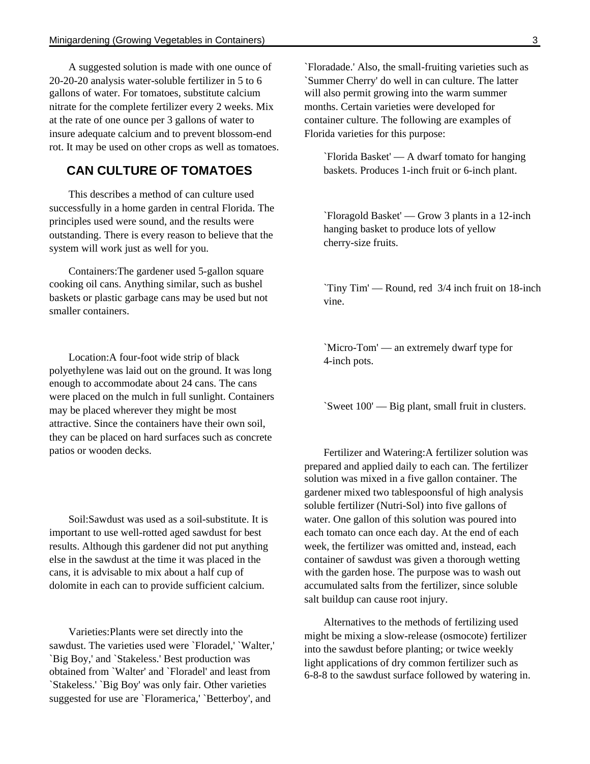A suggested solution is made with one ounce of 20-20-20 analysis water-soluble fertilizer in 5 to 6 gallons of water. For tomatoes, substitute calcium nitrate for the complete fertilizer every 2 weeks. Mix at the rate of one ounce per 3 gallons of water to insure adequate calcium and to prevent blossom-end rot. It may be used on other crops as well as tomatoes.

## CAN CULTURE OF TOMATOES

This describes a method of can culture used successfully in a home garden in central Florida. The principles used were sound, and the results were outstanding. There is every reason to believe that the system will work just as well for you.

Containers:The gardener used 5-gallon square cooking oil cans. Anything similar, such as bushel baskets or plastic garbage cans may be used but not smaller containers.

Location:A four-foot wide strip of black polyethylene was laid out on the ground. It was long enough to accommodate about 24 cans. The cans were placed on the mulch in full sunlight. Containers may be placed wherever they might be most attractive. Since the containers have their own soil, they can be placed on hard surfaces such as concrete patios or wooden decks.

Soil:Sawdust was used as a soil-substitute. It is important to use well-rotted aged sawdust for best results. Although this gardener did not put anything else in the sawdust at the time it was placed in the cans, it is advisable to mix about a half cup of dolomite in each can to provide sufficient calcium.

Varieties:Plants were set directly into the sawdust. The varieties used were `Floradel,' `Walter,' `Big Boy,' and `Stakeless.' Best production was obtained from `Walter' and `Floradel' and least from `Stakeless.' `Big Boy' was only fair. Other varieties suggested for use are `Floramerica,' `Betterboy', and `Floradade.' Also, the small-fruiting varieties such as `Summer Cherry' do well in can culture. The latter will also permit growing into the warm summer months. Certain varieties were developed for container culture. The following are examples of Florida varieties for this purpose:

`Florida Basket' — A dwarf tomato for hanging baskets. Produces 1-inch fruit or 6-inch plant.

`Floragold Basket' — Grow 3 plants in a 12-inch hanging basket to produce lots of yellow cherry-size fruits.

`Tiny Tim' — Round, red 3/4 inch fruit on 18-inch vine.

`Micro-Tom' — an extremely dwarf type for 4-inch pots.

`Sweet 100' — Big plant, small fruit in clusters.

Fertilizer and Watering:A fertilizer solution was prepared and applied daily to each can. The fertilizer solution was mixed in a five gallon container. The gardener mixed two tablespoonsful of high analysis soluble fertilizer (Nutri-Sol) into five gallons of water. One gallon of this solution was poured into each tomato can once each day. At the end of each week, the fertilizer was omitted and, instead, each container of sawdust was given a thorough wetting with the garden hose. The purpose was to wash out accumulated salts from the fertilizer, since soluble salt buildup can cause root injury.

Alternatives to the methods of fertilizing used might be mixing a slow-release (osmocote) fertilizer into the sawdust before planting; or twice weekly light applications of dry common fertilizer such as 6-8-8 to the sawdust surface followed by watering in.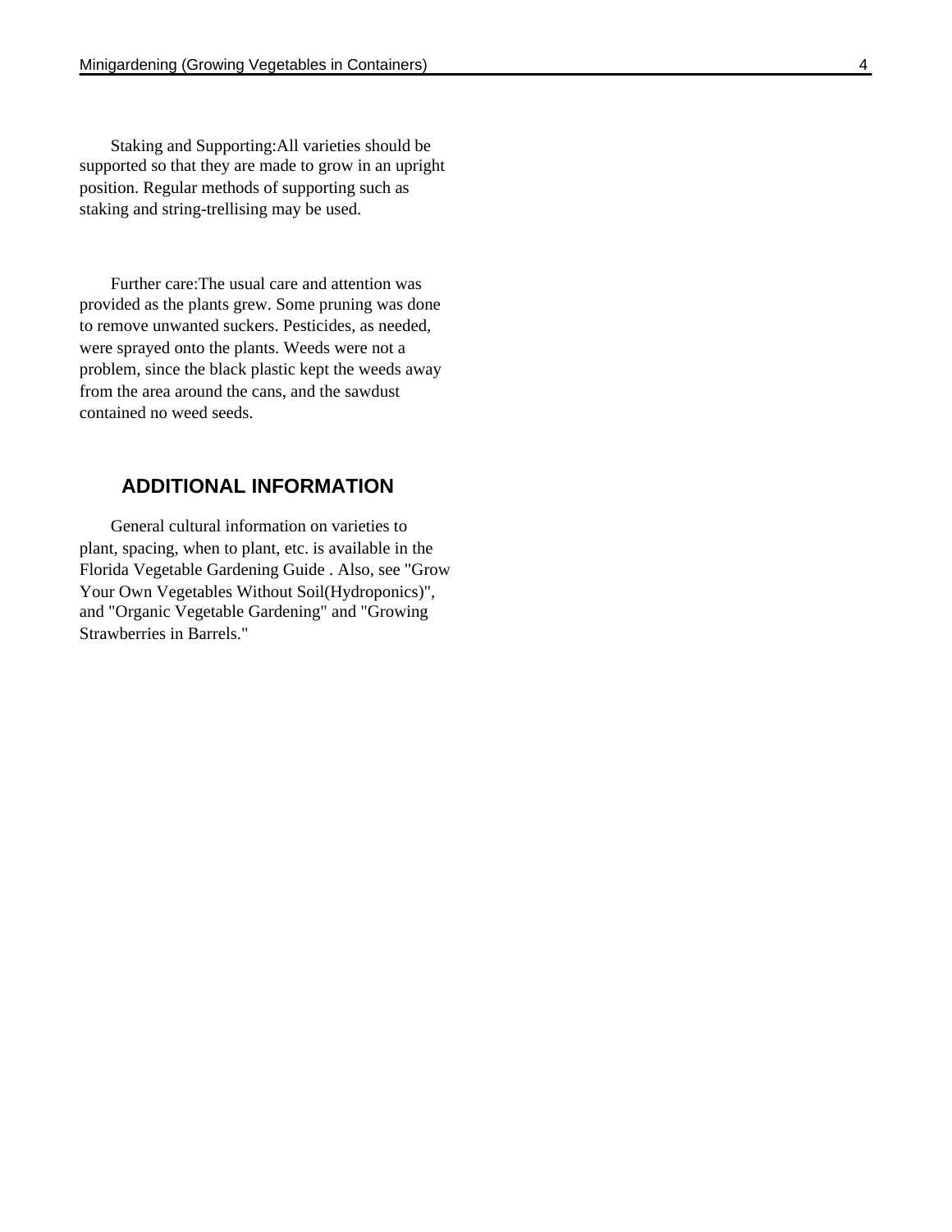Staking and Supporting:All varieties should be supported so that they are made to grow in an upright position. Regular methods of supporting such as staking and string-trellising may be used.

Further care:The usual care and attention was provided as the plants grew. Some pruning was done to remove unwanted suckers. Pesticides, as needed, were sprayed onto the plants. Weeds were not a problem, since the black plastic kept the weeds away from the area around the cans, and the sawdust contained no weed seeds.

## ADDITIONAL INFORMATION

General cultural information on varieties to plant, spacing, when to plant, etc. is available in the Florida Vegetable Gardening Guide . Also, see "Grow Your Own Vegetables Without Soil(Hydroponics)", and "Organic Vegetable Gardening" and "Growing Strawberries in Barrels."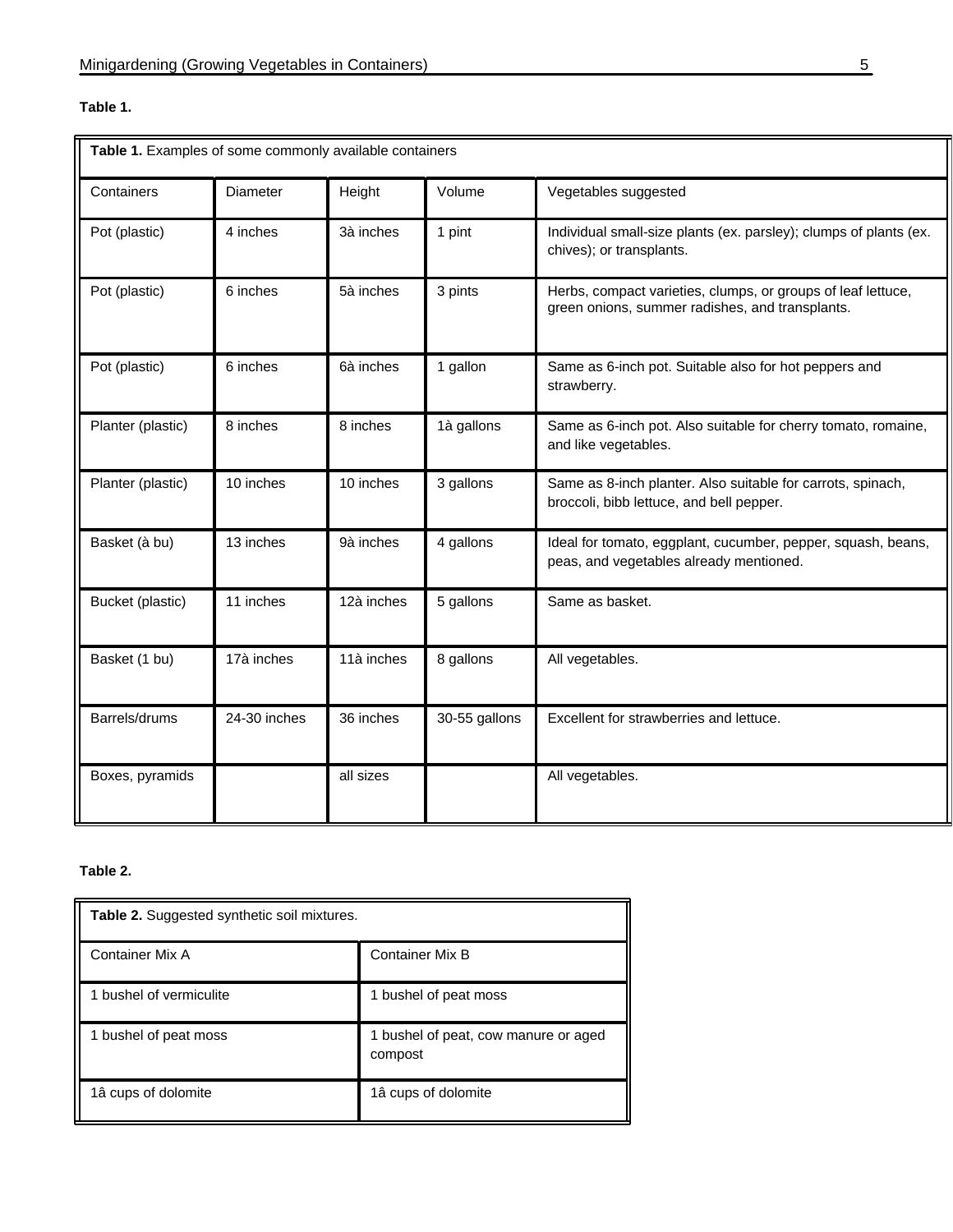**Table 1.**

| **Table 1.** Examples of some commonly available containers | | | | |
|---|---|---|---|---|
| Containers | Diameter | Height | Volume | Vegetables suggested |
| Pot (plastic) | 4 inches | 3à inches | 1 pint | Individual small-size plants (ex. parsley); clumps of plants (ex. chives); or transplants. |
| Pot (plastic) | 6 inches | 5à inches | 3 pints | Herbs, compact varieties, clumps, or groups of leaf lettuce, green onions, summer radishes, and transplants. |
| Pot (plastic) | 6 inches | 6à inches | 1 gallon | Same as 6-inch pot. Suitable also for hot peppers and strawberry. |
| Planter (plastic) | 8 inches | 8 inches | 1à gallons | Same as 6-inch pot. Also suitable for cherry tomato, romaine, and like vegetables. |
| Planter (plastic) | 10 inches | 10 inches | 3 gallons | Same as 8-inch planter. Also suitable for carrots, spinach, broccoli, bibb lettuce, and bell pepper. |
| Basket (à bu) | 13 inches | 9à inches | 4 gallons | Ideal for tomato, eggplant, cucumber, pepper, squash, beans, peas, and vegetables already mentioned. |
| Bucket (plastic) | 11 inches | 12à inches | 5 gallons | Same as basket. |
| Basket (1 bu) | 17à inches | 11à inches | 8 gallons | All vegetables. |
| Barrels/drums | 24-30 inches | 36 inches | 30-55 gallons | Excellent for strawberries and lettuce. |
| Boxes, pyramids | | all sizes | | All vegetables. |

**Table 2.**

| **Table 2.** Suggested synthetic soil mixtures. | |
|---|---|
| Container Mix A | Container Mix B |
| 1 bushel of vermiculite | 1 bushel of peat moss |
| 1 bushel of peat moss | 1 bushel of peat, cow manure or aged compost |
| 1â cups of dolomite | 1â cups of dolomite |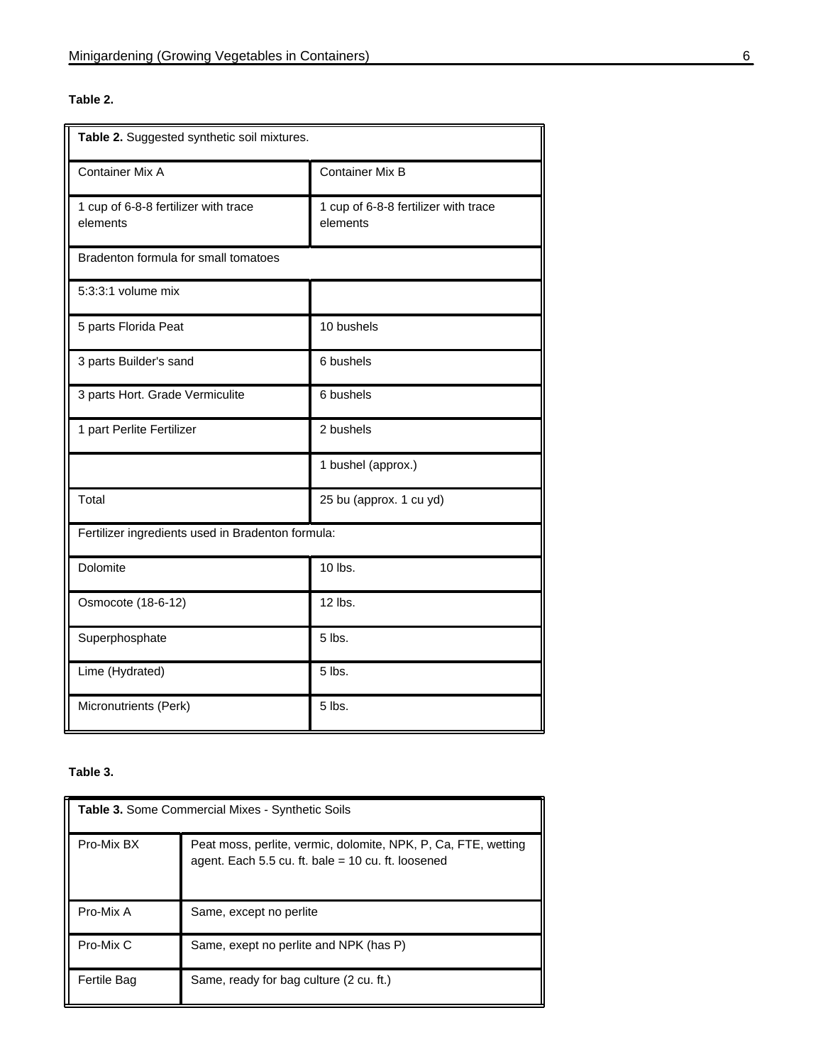**Table 2.**

| **Table 2.** Suggested synthetic soil mixtures. | |
|---|---|
| Container Mix A | Container Mix B |
| 1 cup of 6-8-8 fertilizer with trace elements | 1 cup of 6-8-8 fertilizer with trace elements |
| Bradenton formula for small tomatoes | |
| 5:3:3:1 volume mix | |
| 5 parts Florida Peat | 10 bushels |
| 3 parts Builder's sand | 6 bushels |
| 3 parts Hort. Grade Vermiculite | 6 bushels |
| 1 part Perlite Fertilizer | 2 bushels |
| | 1 bushel (approx.) |
| Total | 25 bu (approx. 1 cu yd) |
| Fertilizer ingredients used in Bradenton formula: | |
| Dolomite | 10 lbs. |
| Osmocote (18-6-12) | 12 lbs. |
| Superphosphate | 5 lbs. |
| Lime (Hydrated) | 5 lbs. |
| Micronutrients (Perk) | 5 lbs. |

**Table 3.**

| **Table 3.** Some Commercial Mixes - Synthetic Soils | |
|---|---|
| Pro-Mix BX | Peat moss, perlite, vermic, dolomite, NPK, P, Ca, FTE, wetting agent. Each 5.5 cu. ft. bale = 10 cu. ft. loosened |
| Pro-Mix A | Same, except no perlite |
| Pro-Mix C | Same, exept no perlite and NPK (has P) |
| Fertile Bag | Same, ready for bag culture (2 cu. ft.) |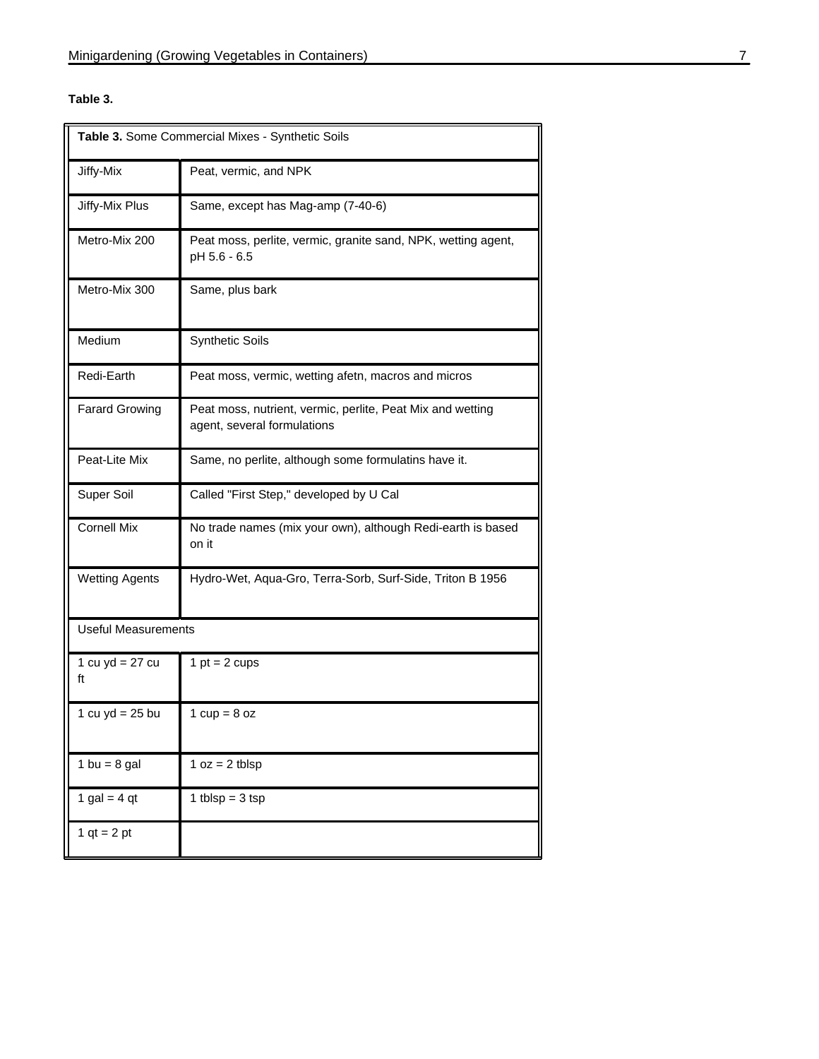**Table 3.**

| **Table 3.** Some Commercial Mixes - Synthetic Soils | |
|---|---|
| Jiffy-Mix | Peat, vermic, and NPK |
| Jiffy-Mix Plus | Same, except has Mag-amp (7-40-6) |
| Metro-Mix 200 | Peat moss, perlite, vermic, granite sand, NPK, wetting agent, pH 5.6 - 6.5 |
| Metro-Mix 300 | Same, plus bark |
| Medium | Synthetic Soils |
| Redi-Earth | Peat moss, vermic, wetting afetn, macros and micros |
| Farard Growing | Peat moss, nutrient, vermic, perlite, Peat Mix and wetting agent, several formulations |
| Peat-Lite Mix | Same, no perlite, although some formulatins have it. |
| Super Soil | Called "First Step," developed by U Cal |
| Cornell Mix | No trade names (mix your own), although Redi-earth is based on it |
| Wetting Agents | Hydro-Wet, Aqua-Gro, Terra-Sorb, Surf-Side, Triton B 1956 |
| Useful Measurements | |
| 1 cu yd = 27 cu ft | 1 pt = 2 cups |
| 1 cu yd = 25 bu | 1 cup = 8 oz |
| 1 bu = 8 gal | 1 oz = 2 tblsp |
| 1 gal = 4 qt | 1 tblsp = 3 tsp |
| 1 qt = 2 pt | |